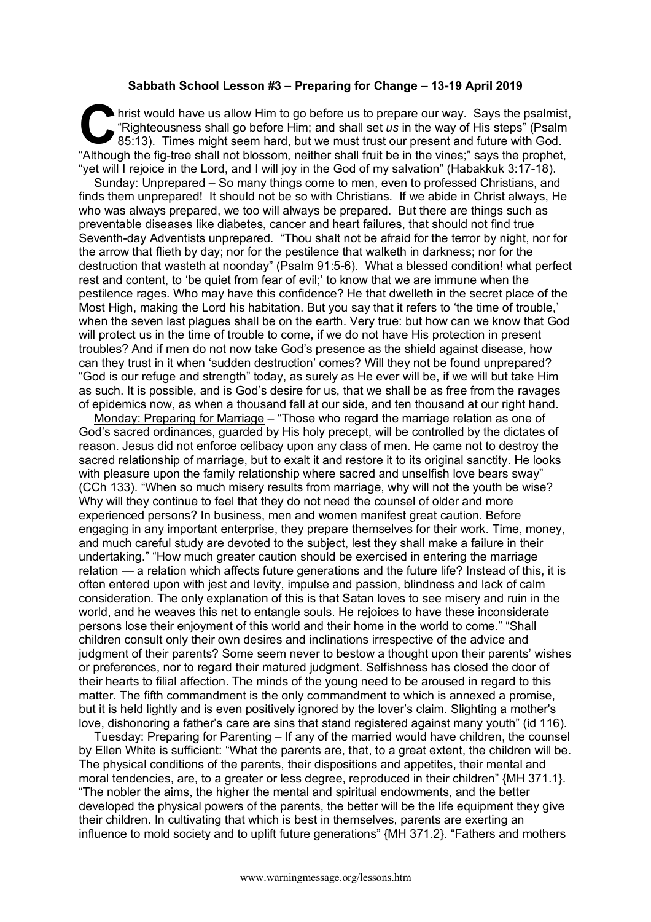**Sabbath School Lesson #3 – Preparing for Change – 13-19 April 2019**

Christ would have us allow Him to go before us to prepare our way. Says the psalmist, "Righteousness shall go before Him; and shall set *us* in the way of His steps" (Psalm 85:13). Times might seem hard, but we must trust our present and future with God. "Although the fig-tree shall not blossom, neither shall fruit be in the vines;" says the prophet, "yet will I rejoice in the Lord, and I will joy in the God of my salvation" (Habakkuk 3:17-18).

Sunday: Unprepared – So many things come to men, even to professed Christians, and finds them unprepared! It should not be so with Christians. If we abide in Christ always, He who was always prepared, we too will always be prepared. But there are things such as preventable diseases like diabetes, cancer and heart failures, that should not find true Seventh-day Adventists unprepared. "Thou shalt not be afraid for the terror by night, nor for the arrow that flieth by day; nor for the pestilence that walketh in darkness; nor for the destruction that wasteth at noonday" (Psalm 91:5-6). What a blessed condition! what perfect rest and content, to 'be quiet from fear of evil;' to know that we are immune when the pestilence rages. Who may have this confidence? He that dwelleth in the secret place of the Most High, making the Lord his habitation. But you say that it refers to 'the time of trouble,' when the seven last plagues shall be on the earth. Very true: but how can we know that God will protect us in the time of trouble to come, if we do not have His protection in present troubles? And if men do not now take God's presence as the shield against disease, how can they trust in it when 'sudden destruction' comes? Will they not be found unprepared? "God is our refuge and strength" today, as surely as He ever will be, if we will but take Him as such. It is possible, and is God's desire for us, that we shall be as free from the ravages of epidemics now, as when a thousand fall at our side, and ten thousand at our right hand.

Monday: Preparing for Marriage – "Those who regard the marriage relation as one of God's sacred ordinances, guarded by His holy precept, will be controlled by the dictates of reason. Jesus did not enforce celibacy upon any class of men. He came not to destroy the sacred relationship of marriage, but to exalt it and restore it to its original sanctity. He looks with pleasure upon the family relationship where sacred and unselfish love bears sway" (CCh 133). "When so much misery results from marriage, why will not the youth be wise? Why will they continue to feel that they do not need the counsel of older and more experienced persons? In business, men and women manifest great caution. Before engaging in any important enterprise, they prepare themselves for their work. Time, money, and much careful study are devoted to the subject, lest they shall make a failure in their undertaking." "How much greater caution should be exercised in entering the marriage relation — a relation which affects future generations and the future life? Instead of this, it is often entered upon with jest and levity, impulse and passion, blindness and lack of calm consideration. The only explanation of this is that Satan loves to see misery and ruin in the world, and he weaves this net to entangle souls. He rejoices to have these inconsiderate persons lose their enjoyment of this world and their home in the world to come." "Shall children consult only their own desires and inclinations irrespective of the advice and judgment of their parents? Some seem never to bestow a thought upon their parents' wishes or preferences, nor to regard their matured judgment. Selfishness has closed the door of their hearts to filial affection. The minds of the young need to be aroused in regard to this matter. The fifth commandment is the only commandment to which is annexed a promise, but it is held lightly and is even positively ignored by the lover's claim. Slighting a mother's love, dishonoring a father's care are sins that stand registered against many youth" (id 116).

Tuesday: Preparing for Parenting – If any of the married would have children, the counsel by Ellen White is sufficient: "What the parents are, that, to a great extent, the children will be. The physical conditions of the parents, their dispositions and appetites, their mental and moral tendencies, are, to a greater or less degree, reproduced in their children" {MH 371.1}. "The nobler the aims, the higher the mental and spiritual endowments, and the better developed the physical powers of the parents, the better will be the life equipment they give their children. In cultivating that which is best in themselves, parents are exerting an influence to mold society and to uplift future generations" {MH 371.2}. "Fathers and mothers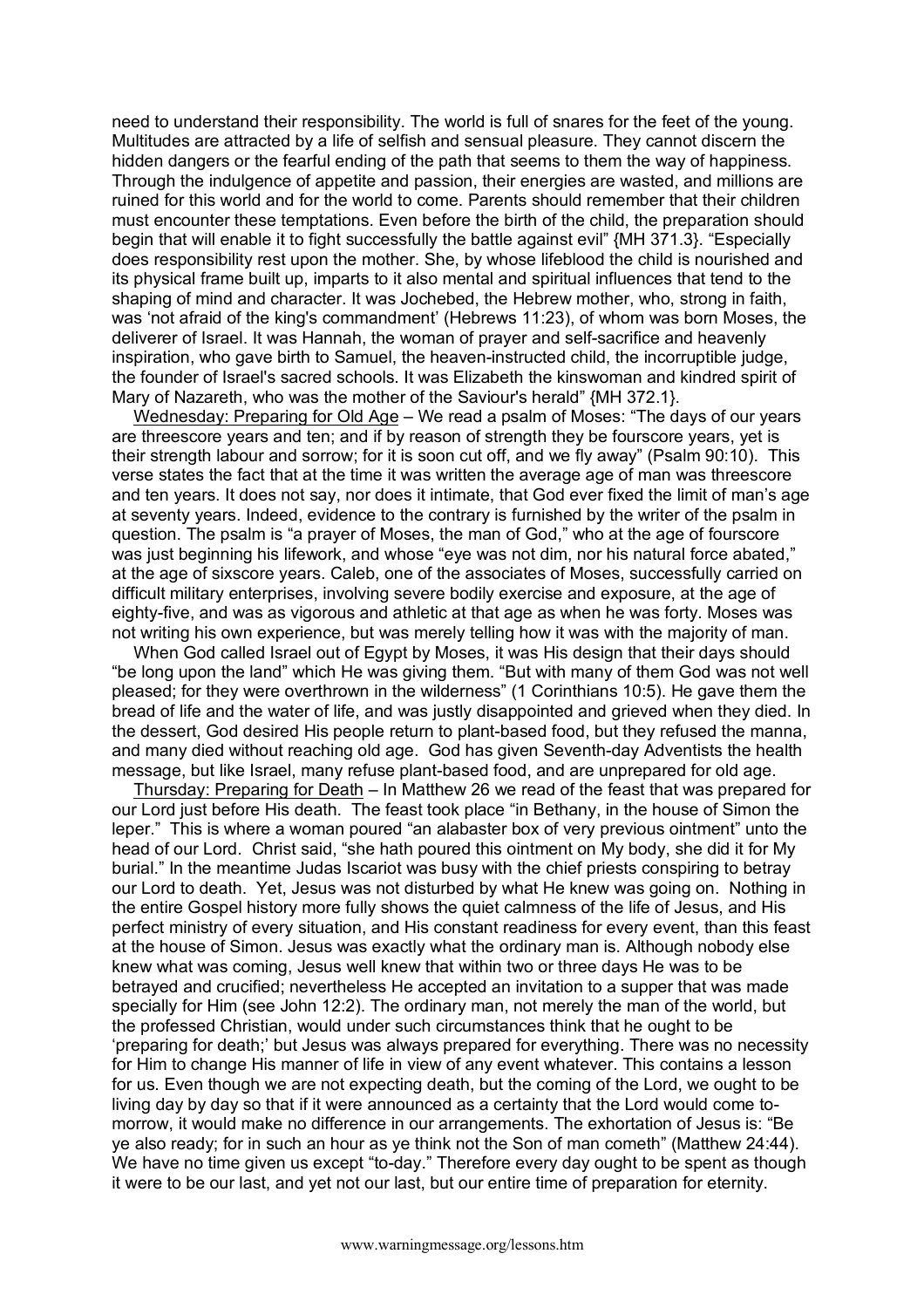need to understand their responsibility. The world is full of snares for the feet of the young. Multitudes are attracted by a life of selfish and sensual pleasure. They cannot discern the hidden dangers or the fearful ending of the path that seems to them the way of happiness. Through the indulgence of appetite and passion, their energies are wasted, and millions are ruined for this world and for the world to come. Parents should remember that their children must encounter these temptations. Even before the birth of the child, the preparation should begin that will enable it to fight successfully the battle against evil" {MH 371.3}. "Especially does responsibility rest upon the mother. She, by whose lifeblood the child is nourished and its physical frame built up, imparts to it also mental and spiritual influences that tend to the shaping of mind and character. It was Jochebed, the Hebrew mother, who, strong in faith, was 'not afraid of the king's commandment' (Hebrews 11:23), of whom was born Moses, the deliverer of Israel. It was Hannah, the woman of prayer and self-sacrifice and heavenly inspiration, who gave birth to Samuel, the heaven-instructed child, the incorruptible judge, the founder of Israel's sacred schools. It was Elizabeth the kinswoman and kindred spirit of Mary of Nazareth, who was the mother of the Saviour's herald" {MH 372.1}.

Wednesday: Preparing for Old Age – We read a psalm of Moses: "The days of our years are threescore years and ten; and if by reason of strength they be fourscore years, yet is their strength labour and sorrow; for it is soon cut off, and we fly away" (Psalm 90:10). This verse states the fact that at the time it was written the average age of man was threescore and ten years. It does not say, nor does it intimate, that God ever fixed the limit of man's age at seventy years. Indeed, evidence to the contrary is furnished by the writer of the psalm in question. The psalm is "a prayer of Moses, the man of God," who at the age of fourscore was just beginning his lifework, and whose "eye was not dim, nor his natural force abated," at the age of sixscore years. Caleb, one of the associates of Moses, successfully carried on difficult military enterprises, involving severe bodily exercise and exposure, at the age of eighty-five, and was as vigorous and athletic at that age as when he was forty. Moses was not writing his own experience, but was merely telling how it was with the majority of man.

When God called Israel out of Egypt by Moses, it was His design that their days should "be long upon the land" which He was giving them. "But with many of them God was not well pleased; for they were overthrown in the wilderness" (1 Corinthians 10:5). He gave them the bread of life and the water of life, and was justly disappointed and grieved when they died. In the dessert, God desired His people return to plant-based food, but they refused the manna, and many died without reaching old age. God has given Seventh-day Adventists the health message, but like Israel, many refuse plant-based food, and are unprepared for old age.

Thursday: Preparing for Death – In Matthew 26 we read of the feast that was prepared for our Lord just before His death. The feast took place "in Bethany, in the house of Simon the leper." This is where a woman poured "an alabaster box of very previous ointment" unto the head of our Lord. Christ said, "she hath poured this ointment on My body, she did it for My burial." In the meantime Judas Iscariot was busy with the chief priests conspiring to betray our Lord to death. Yet, Jesus was not disturbed by what He knew was going on. Nothing in the entire Gospel history more fully shows the quiet calmness of the life of Jesus, and His perfect ministry of every situation, and His constant readiness for every event, than this feast at the house of Simon. Jesus was exactly what the ordinary man is. Although nobody else knew what was coming, Jesus well knew that within two or three days He was to be betrayed and crucified; nevertheless He accepted an invitation to a supper that was made specially for Him (see John 12:2). The ordinary man, not merely the man of the world, but the professed Christian, would under such circumstances think that he ought to be 'preparing for death;' but Jesus was always prepared for everything. There was no necessity for Him to change His manner of life in view of any event whatever. This contains a lesson for us. Even though we are not expecting death, but the coming of the Lord, we ought to be living day by day so that if it were announced as a certainty that the Lord would come to-morrow, it would make no difference in our arrangements. The exhortation of Jesus is: "Be ye also ready; for in such an hour as ye think not the Son of man cometh" (Matthew 24:44). We have no time given us except "to-day." Therefore every day ought to be spent as though it were to be our last, and yet not our last, but our entire time of preparation for eternity.